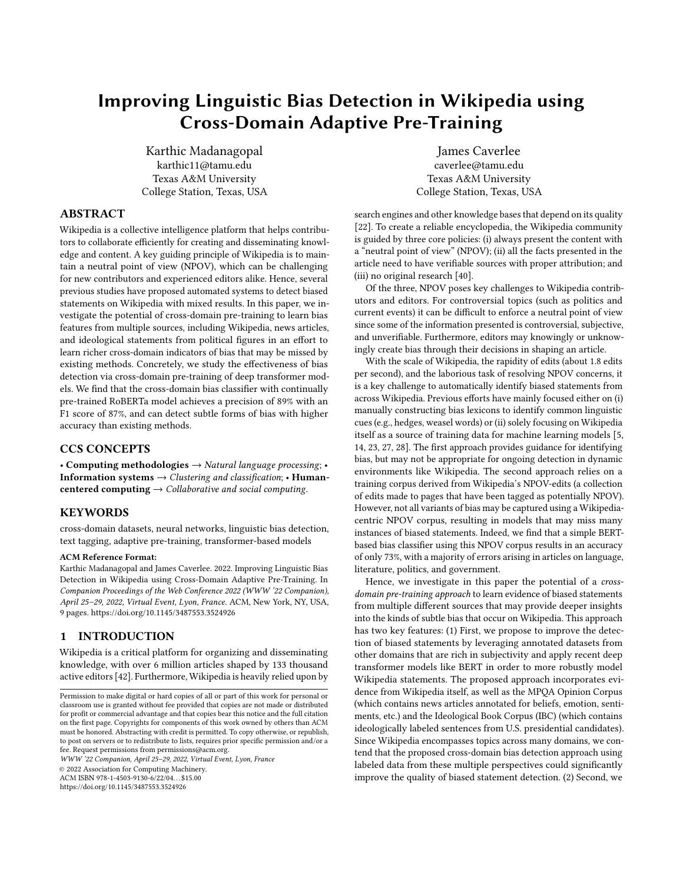# Improving Linguistic Bias Detection in Wikipedia using Cross-Domain Adaptive Pre-Training

Karthic Madanagopal
karthic11@tamu.edu
Texas A&M University
College Station, Texas, USA

James Caverlee
caverlee@tamu.edu
Texas A&M University
College Station, Texas, USA

## ABSTRACT

Wikipedia is a collective intelligence platform that helps contributors to collaborate efficiently for creating and disseminating knowledge and content. A key guiding principle of Wikipedia is to maintain a neutral point of view (NPOV), which can be challenging for new contributors and experienced editors alike. Hence, several previous studies have proposed automated systems to detect biased statements on Wikipedia with mixed results. In this paper, we investigate the potential of cross-domain pre-training to learn bias features from multiple sources, including Wikipedia, news articles, and ideological statements from political figures in an effort to learn richer cross-domain indicators of bias that may be missed by existing methods. Concretely, we study the effectiveness of bias detection via cross-domain pre-training of deep transformer models. We find that the cross-domain bias classifier with continually pre-trained RoBERTa model achieves a precision of 89% with an F1 score of 87%, and can detect subtle forms of bias with higher accuracy than existing methods.

## CCS CONCEPTS

• **Computing methodologies** → *Natural language processing*; • **Information systems** → *Clustering and classification*; • **Human-centered computing** → *Collaborative and social computing*.

## KEYWORDS

cross-domain datasets, neural networks, linguistic bias detection, text tagging, adaptive pre-training, transformer-based models

**ACM Reference Format:**
Karthic Madanagopal and James Caverlee. 2022. Improving Linguistic Bias Detection in Wikipedia using Cross-Domain Adaptive Pre-Training. In *Companion Proceedings of the Web Conference 2022 (WWW '22 Companion), April 25–29, 2022, Virtual Event, Lyon, France.* ACM, New York, NY, USA, 9 pages. https://doi.org/10.1145/3487553.3524926

## 1 INTRODUCTION

Wikipedia is a critical platform for organizing and disseminating knowledge, with over 6 million articles shaped by 133 thousand active editors [42]. Furthermore, Wikipedia is heavily relied upon by search engines and other knowledge bases that depend on its quality [22]. To create a reliable encyclopedia, the Wikipedia community is guided by three core policies: (i) always present the content with a "neutral point of view" (NPOV); (ii) all the facts presented in the article need to have verifiable sources with proper attribution; and (iii) no original research [40].

Of the three, NPOV poses key challenges to Wikipedia contributors and editors. For controversial topics (such as politics and current events) it can be difficult to enforce a neutral point of view since some of the information presented is controversial, subjective, and unverifiable. Furthermore, editors may knowingly or unknowingly create bias through their decisions in shaping an article.

With the scale of Wikipedia, the rapidity of edits (about 1.8 edits per second), and the laborious task of resolving NPOV concerns, it is a key challenge to automatically identify biased statements from across Wikipedia. Previous efforts have mainly focused either on (i) manually constructing bias lexicons to identify common linguistic cues (e.g., hedges, weasel words) or (ii) solely focusing on Wikipedia itself as a source of training data for machine learning models [5, 14, 23, 27, 28]. The first approach provides guidance for identifying bias, but may not be appropriate for ongoing detection in dynamic environments like Wikipedia. The second approach relies on a training corpus derived from Wikipedia's NPOV-edits (a collection of edits made to pages that have been tagged as potentially NPOV). However, not all variants of bias may be captured using a Wikipedia-centric NPOV corpus, resulting in models that may miss many instances of biased statements. Indeed, we find that a simple BERT-based bias classifier using this NPOV corpus results in an accuracy of only 73%, with a majority of errors arising in articles on language, literature, politics, and government.

Hence, we investigate in this paper the potential of a *cross-domain pre-training approach* to learn evidence of biased statements from multiple different sources that may provide deeper insights into the kinds of subtle bias that occur on Wikipedia. This approach has two key features: (1) First, we propose to improve the detection of biased statements by leveraging annotated datasets from other domains that are rich in subjectivity and apply recent deep transformer models like BERT in order to more robustly model Wikipedia statements. The proposed approach incorporates evidence from Wikipedia itself, as well as the MPQA Opinion Corpus (which contains news articles annotated for beliefs, emotion, sentiments, etc.) and the Ideological Book Corpus (IBC) (which contains ideologically labeled sentences from U.S. presidential candidates). Since Wikipedia encompasses topics across many domains, we contend that the proposed cross-domain bias detection approach using labeled data from these multiple perspectives could significantly improve the quality of biased statement detection. (2) Second, we

---

Permission to make digital or hard copies of all or part of this work for personal or classroom use is granted without fee provided that copies are not made or distributed for profit or commercial advantage and that copies bear this notice and the full citation on the first page. Copyrights for components of this work owned by others than ACM must be honored. Abstracting with credit is permitted. To copy otherwise, or republish, to post on servers or to redistribute to lists, requires prior specific permission and/or a fee. Request permissions from permissions@acm.org.
*WWW '22 Companion, April 25–29, 2022, Virtual Event, Lyon, France*
© 2022 Association for Computing Machinery.
ACM ISBN 978-1-4503-9130-6/22/04…$15.00
https://doi.org/10.1145/3487553.3524926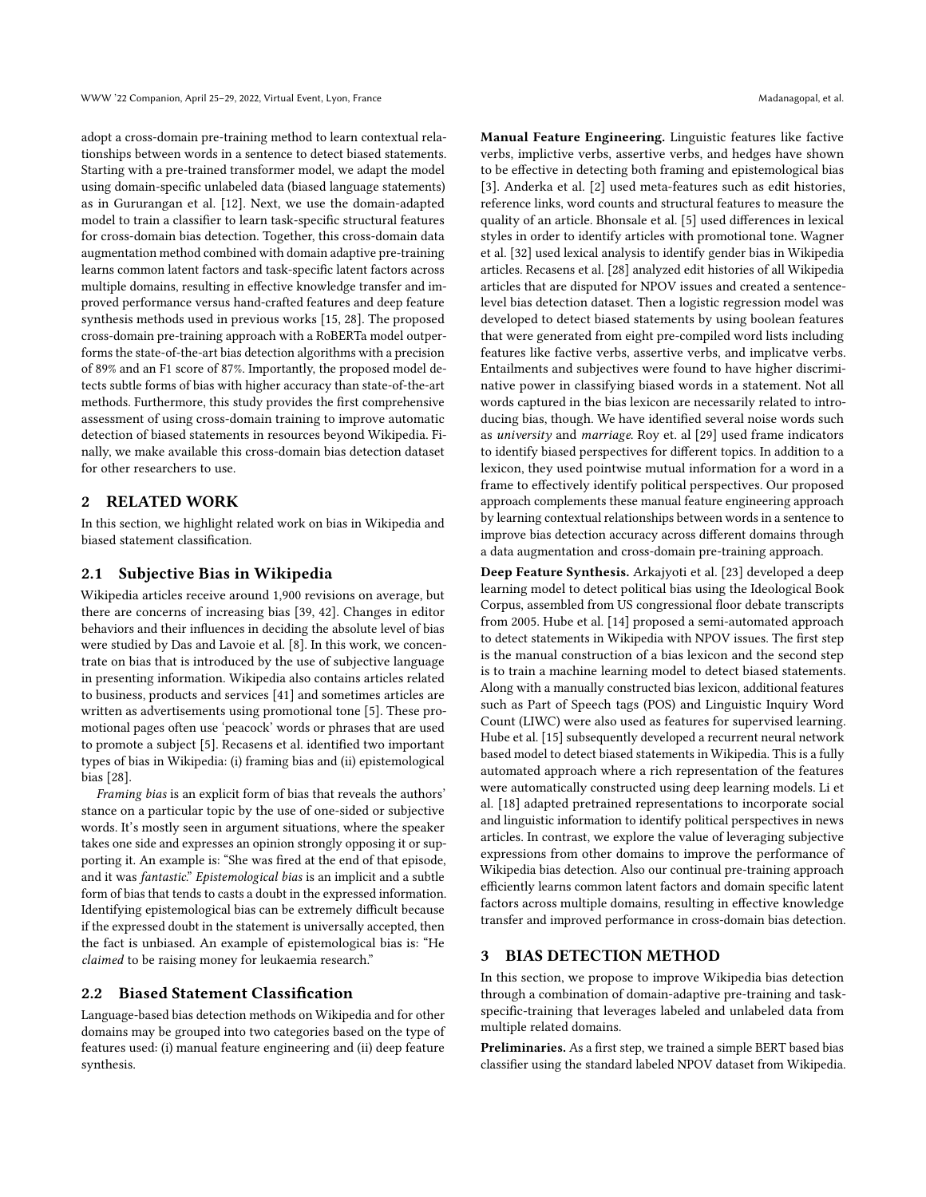adopt a cross-domain pre-training method to learn contextual relationships between words in a sentence to detect biased statements. Starting with a pre-trained transformer model, we adapt the model using domain-specific unlabeled data (biased language statements) as in Gururangan et al. [12]. Next, we use the domain-adapted model to train a classifier to learn task-specific structural features for cross-domain bias detection. Together, this cross-domain data augmentation method combined with domain adaptive pre-training learns common latent factors and task-specific latent factors across multiple domains, resulting in effective knowledge transfer and improved performance versus hand-crafted features and deep feature synthesis methods used in previous works [15, 28]. The proposed cross-domain pre-training approach with a RoBERTa model outperforms the state-of-the-art bias detection algorithms with a precision of 89% and an F1 score of 87%. Importantly, the proposed model detects subtle forms of bias with higher accuracy than state-of-the-art methods. Furthermore, this study provides the first comprehensive assessment of using cross-domain training to improve automatic detection of biased statements in resources beyond Wikipedia. Finally, we make available this cross-domain bias detection dataset for other researchers to use.

## 2 RELATED WORK

In this section, we highlight related work on bias in Wikipedia and biased statement classification.

### 2.1 Subjective Bias in Wikipedia

Wikipedia articles receive around 1,900 revisions on average, but there are concerns of increasing bias [39, 42]. Changes in editor behaviors and their influences in deciding the absolute level of bias were studied by Das and Lavoie et al. [8]. In this work, we concentrate on bias that is introduced by the use of subjective language in presenting information. Wikipedia also contains articles related to business, products and services [41] and sometimes articles are written as advertisements using promotional tone [5]. These promotional pages often use 'peacock' words or phrases that are used to promote a subject [5]. Recasens et al. identified two important types of bias in Wikipedia: (i) framing bias and (ii) epistemological bias [28].

*Framing bias* is an explicit form of bias that reveals the authors' stance on a particular topic by the use of one-sided or subjective words. It's mostly seen in argument situations, where the speaker takes one side and expresses an opinion strongly opposing it or supporting it. An example is: "She was fired at the end of that episode, and it was *fantastic*." *Epistemological bias* is an implicit and a subtle form of bias that tends to casts a doubt in the expressed information. Identifying epistemological bias can be extremely difficult because if the expressed doubt in the statement is universally accepted, then the fact is unbiased. An example of epistemological bias is: "He *claimed* to be raising money for leukaemia research."

### 2.2 Biased Statement Classification

Language-based bias detection methods on Wikipedia and for other domains may be grouped into two categories based on the type of features used: (i) manual feature engineering and (ii) deep feature synthesis.

**Manual Feature Engineering.** Linguistic features like factive verbs, implictive verbs, assertive verbs, and hedges have shown to be effective in detecting both framing and epistemological bias [3]. Anderka et al. [2] used meta-features such as edit histories, reference links, word counts and structural features to measure the quality of an article. Bhonsale et al. [5] used differences in lexical styles in order to identify articles with promotional tone. Wagner et al. [32] used lexical analysis to identify gender bias in Wikipedia articles. Recasens et al. [28] analyzed edit histories of all Wikipedia articles that are disputed for NPOV issues and created a sentence-level bias detection dataset. Then a logistic regression model was developed to detect biased statements by using boolean features that were generated from eight pre-compiled word lists including features like factive verbs, assertive verbs, and implicatve verbs. Entailments and subjectives were found to have higher discriminative power in classifying biased words in a statement. Not all words captured in the bias lexicon are necessarily related to introducing bias, though. We have identified several noise words such as *university* and *marriage*. Roy et. al [29] used frame indicators to identify biased perspectives for different topics. In addition to a lexicon, they used pointwise mutual information for a word in a frame to effectively identify political perspectives. Our proposed approach complements these manual feature engineering approach by learning contextual relationships between words in a sentence to improve bias detection accuracy across different domains through a data augmentation and cross-domain pre-training approach.

**Deep Feature Synthesis.** Arkajyoti et al. [23] developed a deep learning model to detect political bias using the Ideological Book Corpus, assembled from US congressional floor debate transcripts from 2005. Hube et al. [14] proposed a semi-automated approach to detect statements in Wikipedia with NPOV issues. The first step is the manual construction of a bias lexicon and the second step is to train a machine learning model to detect biased statements. Along with a manually constructed bias lexicon, additional features such as Part of Speech tags (POS) and Linguistic Inquiry Word Count (LIWC) were also used as features for supervised learning. Hube et al. [15] subsequently developed a recurrent neural network based model to detect biased statements in Wikipedia. This is a fully automated approach where a rich representation of the features were automatically constructed using deep learning models. Li et al. [18] adapted pretrained representations to incorporate social and linguistic information to identify political perspectives in news articles. In contrast, we explore the value of leveraging subjective expressions from other domains to improve the performance of Wikipedia bias detection. Also our continual pre-training approach efficiently learns common latent factors and domain specific latent factors across multiple domains, resulting in effective knowledge transfer and improved performance in cross-domain bias detection.

## 3 BIAS DETECTION METHOD

In this section, we propose to improve Wikipedia bias detection through a combination of domain-adaptive pre-training and task-specific-training that leverages labeled and unlabeled data from multiple related domains.

**Preliminaries.** As a first step, we trained a simple BERT based bias classifier using the standard labeled NPOV dataset from Wikipedia.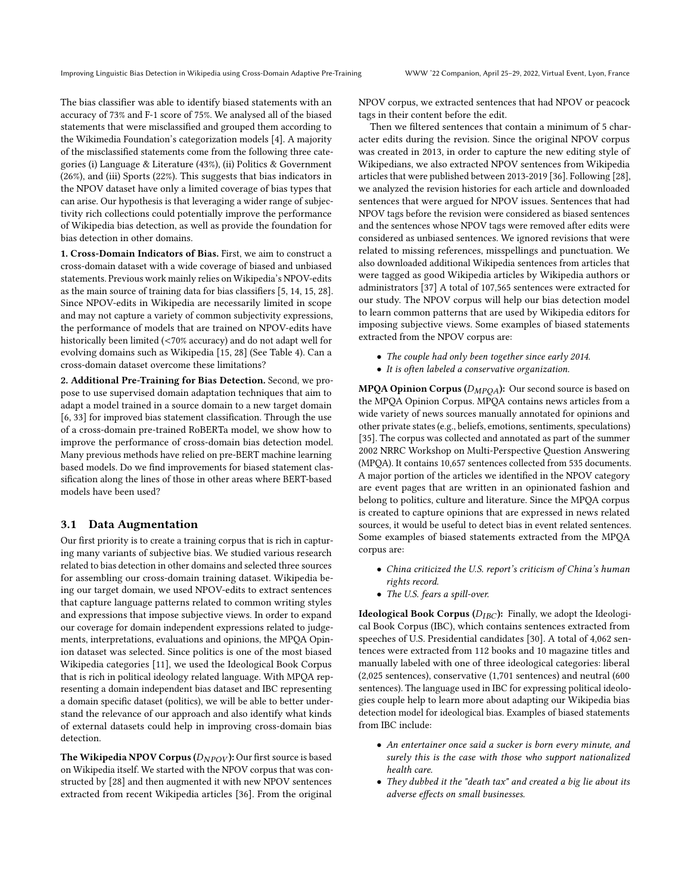The bias classifier was able to identify biased statements with an accuracy of 73% and F-1 score of 75%. We analysed all of the biased statements that were misclassified and grouped them according to the Wikimedia Foundation's categorization models [4]. A majority of the misclassified statements come from the following three categories (i) Language & Literature (43%), (ii) Politics & Government (26%), and (iii) Sports (22%). This suggests that bias indicators in the NPOV dataset have only a limited coverage of bias types that can arise. Our hypothesis is that leveraging a wider range of subjectivity rich collections could potentially improve the performance of Wikipedia bias detection, as well as provide the foundation for bias detection in other domains.

**1. Cross-Domain Indicators of Bias.** First, we aim to construct a cross-domain dataset with a wide coverage of biased and unbiased statements. Previous work mainly relies on Wikipedia's NPOV-edits as the main source of training data for bias classifiers [5, 14, 15, 28]. Since NPOV-edits in Wikipedia are necessarily limited in scope and may not capture a variety of common subjectivity expressions, the performance of models that are trained on NPOV-edits have historically been limited (<70% accuracy) and do not adapt well for evolving domains such as Wikipedia [15, 28] (See Table 4). Can a cross-domain dataset overcome these limitations?

**2. Additional Pre-Training for Bias Detection.** Second, we propose to use supervised domain adaptation techniques that aim to adapt a model trained in a source domain to a new target domain [6, 33] for improved bias statement classification. Through the use of a cross-domain pre-trained RoBERTa model, we show how to improve the performance of cross-domain bias detection model. Many previous methods have relied on pre-BERT machine learning based models. Do we find improvements for biased statement classification along the lines of those in other areas where BERT-based models have been used?

## 3.1 Data Augmentation

Our first priority is to create a training corpus that is rich in capturing many variants of subjective bias. We studied various research related to bias detection in other domains and selected three sources for assembling our cross-domain training dataset. Wikipedia being our target domain, we used NPOV-edits to extract sentences that capture language patterns related to common writing styles and expressions that impose subjective views. In order to expand our coverage for domain independent expressions related to judgements, interpretations, evaluations and opinions, the MPQA Opinion dataset was selected. Since politics is one of the most biased Wikipedia categories [11], we used the Ideological Book Corpus that is rich in political ideology related language. With MPQA representing a domain independent bias dataset and IBC representing a domain specific dataset (politics), we will be able to better understand the relevance of our approach and also identify what kinds of external datasets could help in improving cross-domain bias detection.

**The Wikipedia NPOV Corpus ($D_{NPOV}$):** Our first source is based on Wikipedia itself. We started with the NPOV corpus that was constructed by [28] and then augmented it with new NPOV sentences extracted from recent Wikipedia articles [36]. From the original NPOV corpus, we extracted sentences that had NPOV or peacock tags in their content before the edit.

Then we filtered sentences that contain a minimum of 5 character edits during the revision. Since the original NPOV corpus was created in 2013, in order to capture the new editing style of Wikipedians, we also extracted NPOV sentences from Wikipedia articles that were published between 2013-2019 [36]. Following [28], we analyzed the revision histories for each article and downloaded sentences that were argued for NPOV issues. Sentences that had NPOV tags before the revision were considered as biased sentences and the sentences whose NPOV tags were removed after edits were considered as unbiased sentences. We ignored revisions that were related to missing references, misspellings and punctuation. We also downloaded additional Wikipedia sentences from articles that were tagged as good Wikipedia articles by Wikipedia authors or administrators [37] A total of 107,565 sentences were extracted for our study. The NPOV corpus will help our bias detection model to learn common patterns that are used by Wikipedia editors for imposing subjective views. Some examples of biased statements extracted from the NPOV corpus are:

- *The couple had only been together since early 2014.*
- *It is often labeled a conservative organization.*

**MPQA Opinion Corpus ($D_{MPQA}$):** Our second source is based on the MPQA Opinion Corpus. MPQA contains news articles from a wide variety of news sources manually annotated for opinions and other private states (e.g., beliefs, emotions, sentiments, speculations) [35]. The corpus was collected and annotated as part of the summer 2002 NRRC Workshop on Multi-Perspective Question Answering (MPQA). It contains 10,657 sentences collected from 535 documents. A major portion of the articles we identified in the NPOV category are event pages that are written in an opinionated fashion and belong to politics, culture and literature. Since the MPQA corpus is created to capture opinions that are expressed in news related sources, it would be useful to detect bias in event related sentences. Some examples of biased statements extracted from the MPQA corpus are:

- *China criticized the U.S. report's criticism of China's human rights record.*
- *The U.S. fears a spill-over.*

**Ideological Book Corpus ($D_{IBC}$):** Finally, we adopt the Ideological Book Corpus (IBC), which contains sentences extracted from speeches of U.S. Presidential candidates [30]. A total of 4,062 sentences were extracted from 112 books and 10 magazine titles and manually labeled with one of three ideological categories: liberal (2,025 sentences), conservative (1,701 sentences) and neutral (600 sentences). The language used in IBC for expressing political ideologies couple help to learn more about adapting our Wikipedia bias detection model for ideological bias. Examples of biased statements from IBC include:

- *An entertainer once said a sucker is born every minute, and surely this is the case with those who support nationalized health care.*
- *They dubbed it the "death tax" and created a big lie about its adverse effects on small businesses.*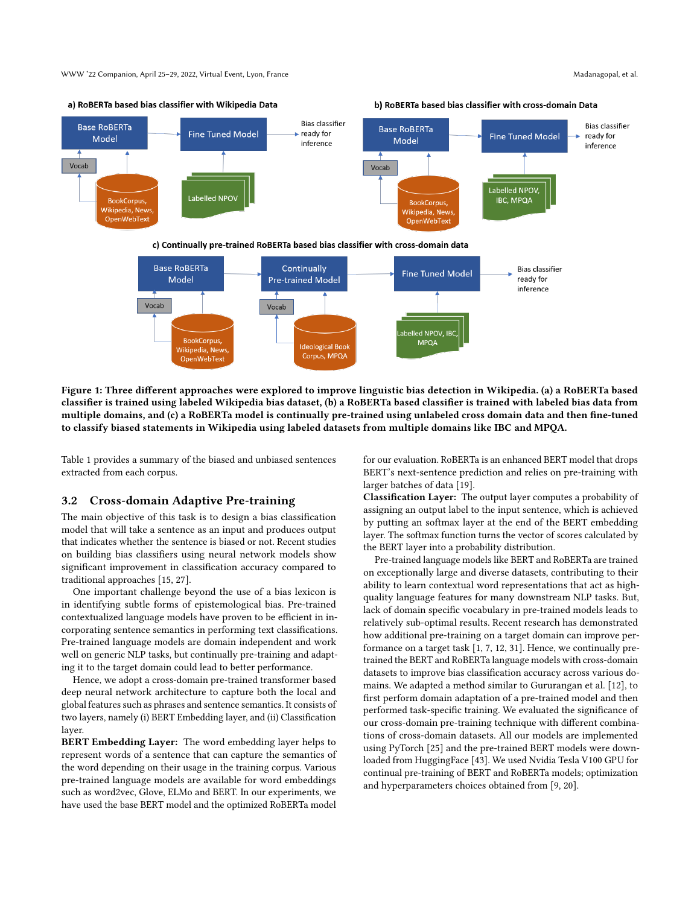Figure 1: Three different approaches were explored to improve linguistic bias detection in Wikipedia. (a) a RoBERTa based classifier is trained using labeled Wikipedia bias dataset, (b) a RoBERTa based classifier is trained with labeled bias data from multiple domains, and (c) a RoBERTa model is continually pre-trained using unlabeled cross domain data and then fine-tuned to classify biased statements in Wikipedia using labeled datasets from multiple domains like IBC and MPQA.

Table 1 provides a summary of the biased and unbiased sentences extracted from each corpus.

## 3.2 Cross-domain Adaptive Pre-training

The main objective of this task is to design a bias classification model that will take a sentence as an input and produces output that indicates whether the sentence is biased or not. Recent studies on building bias classifiers using neural network models show significant improvement in classification accuracy compared to traditional approaches [15, 27].

One important challenge beyond the use of a bias lexicon is in identifying subtle forms of epistemological bias. Pre-trained contextualized language models have proven to be efficient in incorporating sentence semantics in performing text classifications. Pre-trained language models are domain independent and work well on generic NLP tasks, but continually pre-training and adapting it to the target domain could lead to better performance.

Hence, we adopt a cross-domain pre-trained transformer based deep neural network architecture to capture both the local and global features such as phrases and sentence semantics. It consists of two layers, namely (i) BERT Embedding layer, and (ii) Classification layer.

**BERT Embedding Layer:** The word embedding layer helps to represent words of a sentence that can capture the semantics of the word depending on their usage in the training corpus. Various pre-trained language models are available for word embeddings such as word2vec, Glove, ELMo and BERT. In our experiments, we have used the base BERT model and the optimized RoBERTa model for our evaluation. RoBERTa is an enhanced BERT model that drops BERT's next-sentence prediction and relies on pre-training with larger batches of data [19].

**Classification Layer:** The output layer computes a probability of assigning an output label to the input sentence, which is achieved by putting an softmax layer at the end of the BERT embedding layer. The softmax function turns the vector of scores calculated by the BERT layer into a probability distribution.

Pre-trained language models like BERT and RoBERTa are trained on exceptionally large and diverse datasets, contributing to their ability to learn contextual word representations that act as high-quality language features for many downstream NLP tasks. But, lack of domain specific vocabulary in pre-trained models leads to relatively sub-optimal results. Recent research has demonstrated how additional pre-training on a target domain can improve performance on a target task [1, 7, 12, 31]. Hence, we continually pre-trained the BERT and RoBERTa language models with cross-domain datasets to improve bias classification accuracy across various domains. We adapted a method similar to Gururangan et al. [12], to first perform domain adaptation of a pre-trained model and then performed task-specific training. We evaluated the significance of our cross-domain pre-training technique with different combinations of cross-domain datasets. All our models are implemented using PyTorch [25] and the pre-trained BERT models were downloaded from HuggingFace [43]. We used Nvidia Tesla V100 GPU for continual pre-training of BERT and RoBERTa models; optimization and hyperparameters choices obtained from [9, 20].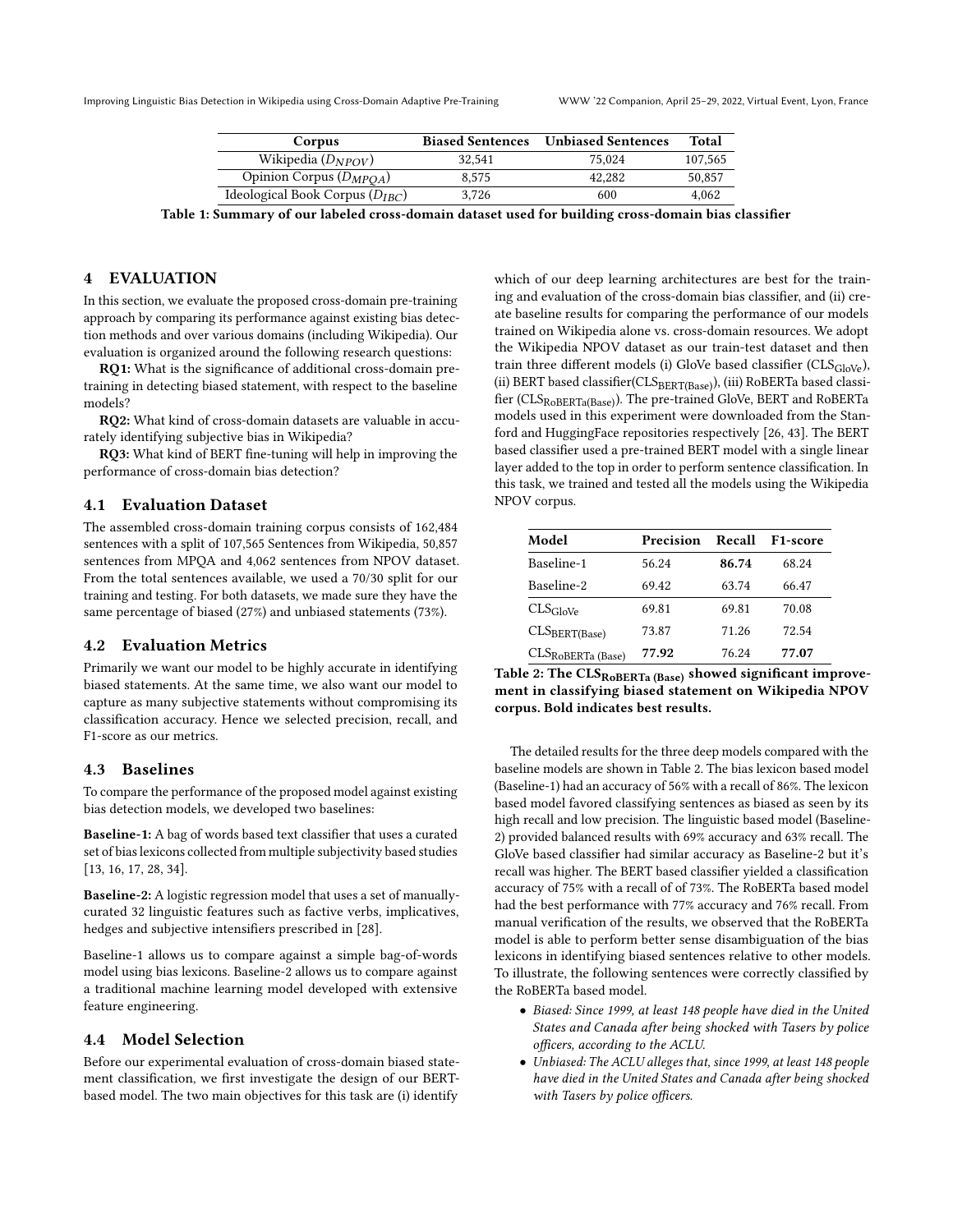| Corpus | Biased Sentences | Unbiased Sentences | Total |
|---|---|---|---|
| Wikipedia ($D_{NPOV}$) | 32,541 | 75,024 | 107,565 |
| Opinion Corpus ($D_{MPQA}$) | 8,575 | 42,282 | 50,857 |
| Ideological Book Corpus ($D_{IBC}$) | 3,726 | 600 | 4,062 |

**Table 1: Summary of our labeled cross-domain dataset used for building cross-domain bias classifier**

## 4 EVALUATION

In this section, we evaluate the proposed cross-domain pre-training approach by comparing its performance against existing bias detection methods and over various domains (including Wikipedia). Our evaluation is organized around the following research questions:

**RQ1:** What is the significance of additional cross-domain pre-training in detecting biased statement, with respect to the baseline models?

**RQ2:** What kind of cross-domain datasets are valuable in accurately identifying subjective bias in Wikipedia?

**RQ3:** What kind of BERT fine-tuning will help in improving the performance of cross-domain bias detection?

### 4.1 Evaluation Dataset

The assembled cross-domain training corpus consists of 162,484 sentences with a split of 107,565 Sentences from Wikipedia, 50,857 sentences from MPQA and 4,062 sentences from NPOV dataset. From the total sentences available, we used a 70/30 split for our training and testing. For both datasets, we made sure they have the same percentage of biased (27%) and unbiased statements (73%).

### 4.2 Evaluation Metrics

Primarily we want our model to be highly accurate in identifying biased statements. At the same time, we also want our model to capture as many subjective statements without compromising its classification accuracy. Hence we selected precision, recall, and F1-score as our metrics.

### 4.3 Baselines

To compare the performance of the proposed model against existing bias detection models, we developed two baselines:

**Baseline-1:** A bag of words based text classifier that uses a curated set of bias lexicons collected from multiple subjectivity based studies [13, 16, 17, 28, 34].

**Baseline-2:** A logistic regression model that uses a set of manually-curated 32 linguistic features such as factive verbs, implicatives, hedges and subjective intensifiers prescribed in [28].

Baseline-1 allows us to compare against a simple bag-of-words model using bias lexicons. Baseline-2 allows us to compare against a traditional machine learning model developed with extensive feature engineering.

### 4.4 Model Selection

Before our experimental evaluation of cross-domain biased statement classification, we first investigate the design of our BERT-based model. The two main objectives for this task are (i) identify which of our deep learning architectures are best for the training and evaluation of the cross-domain bias classifier, and (ii) create baseline results for comparing the performance of our models trained on Wikipedia alone vs. cross-domain resources. We adopt the Wikipedia NPOV dataset as our train-test dataset and then train three different models (i) GloVe based classifier ($CLS_{GloVe}$), (ii) BERT based classifier($CLS_{BERT(Base)}$), (iii) RoBERTa based classifier ($CLS_{RoBERTa(Base)}$). The pre-trained GloVe, BERT and RoBERTa models used in this experiment were downloaded from the Stanford and HuggingFace repositories respectively [26, 43]. The BERT based classifier used a pre-trained BERT model with a single linear layer added to the top in order to perform sentence classification. In this task, we trained and tested all the models using the Wikipedia NPOV corpus.

| Model | Precision | Recall | F1-score |
|---|---|---|---|
| Baseline-1 | 56.24 | **86.74** | 68.24 |
| Baseline-2 | 69.42 | 63.74 | 66.47 |
| $CLS_{GloVe}$ | 69.81 | 69.81 | 70.08 |
| $CLS_{BERT(Base)}$ | 73.87 | 71.26 | 72.54 |
| $CLS_{RoBERTa (Base)}$ | **77.92** | 76.24 | **77.07** |

**Table 2: The $CLS_{RoBERTa (Base)}$ showed significant improvement in classifying biased statement on Wikipedia NPOV corpus. Bold indicates best results.**

The detailed results for the three deep models compared with the baseline models are shown in Table 2. The bias lexicon based model (Baseline-1) had an accuracy of 56% with a recall of 86%. The lexicon based model favored classifying sentences as biased as seen by its high recall and low precision. The linguistic based model (Baseline-2) provided balanced results with 69% accuracy and 63% recall. The GloVe based classifier had similar accuracy as Baseline-2 but it's recall was higher. The BERT based classifier yielded a classification accuracy of 75% with a recall of of 73%. The RoBERTa based model had the best performance with 77% accuracy and 76% recall. From manual verification of the results, we observed that the RoBERTa model is able to perform better sense disambiguation of the bias lexicons in identifying biased sentences relative to other models. To illustrate, the following sentences were correctly classified by the RoBERTa based model.

- *Biased: Since 1999, at least 148 people have died in the United States and Canada after being shocked with Tasers by police officers, according to the ACLU.*
- *Unbiased: The ACLU alleges that, since 1999, at least 148 people have died in the United States and Canada after being shocked with Tasers by police officers.*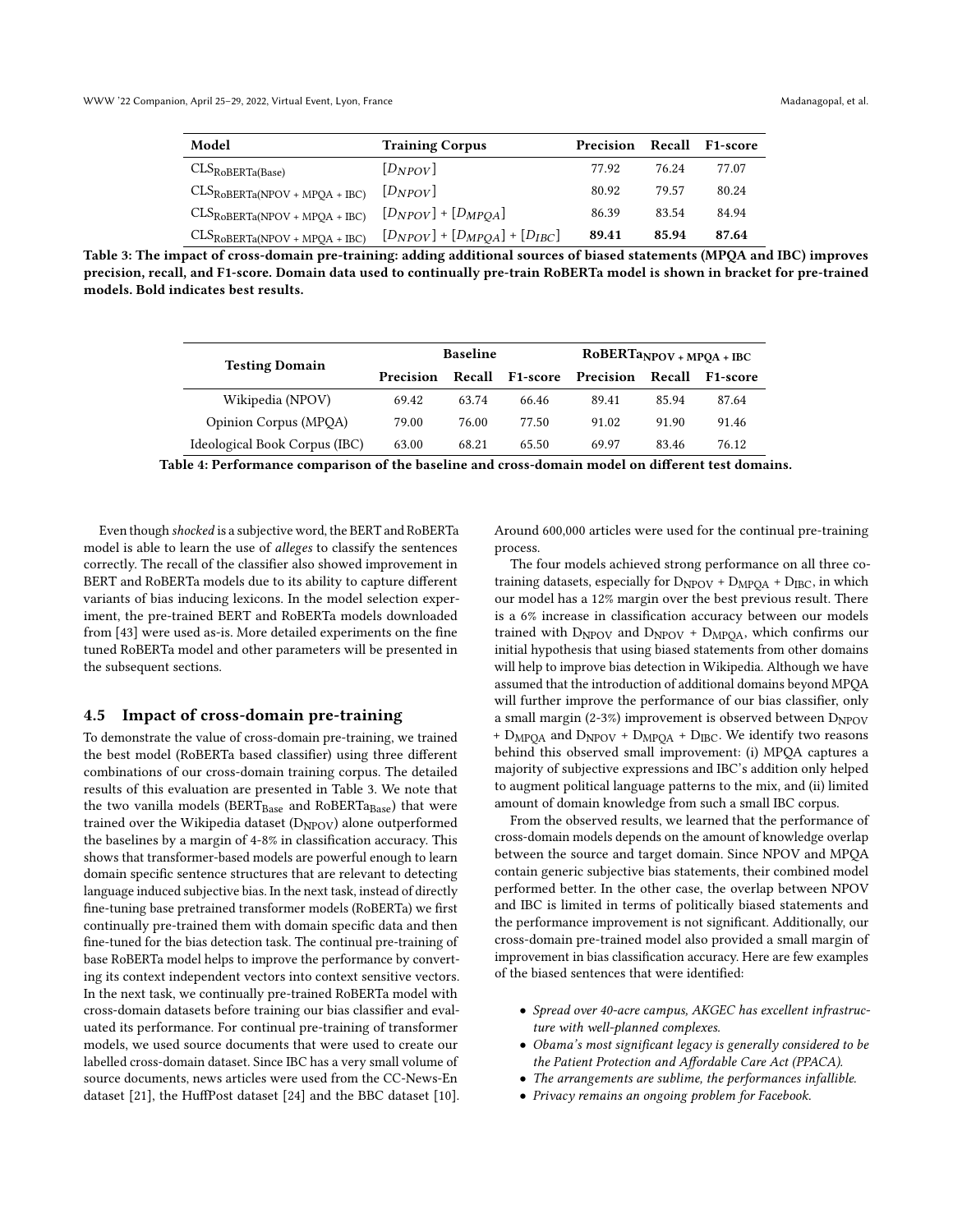| Model | Training Corpus | Precision | Recall | F1-score |
|---|---|---|---|---|
| $CLS_{RoBERTa(Base)}$ | $[D_{NPOV}]$ | 77.92 | 76.24 | 77.07 |
| $CLS_{RoBERTa(NPOV + MPQA + IBC)}$ | $[D_{NPOV}]$ | 80.92 | 79.57 | 80.24 |
| $CLS_{RoBERTa(NPOV + MPQA + IBC)}$ | $[D_{NPOV}] + [D_{MPQA}]$ | 86.39 | 83.54 | 84.94 |
| $CLS_{RoBERTa(NPOV + MPQA + IBC)}$ | $[D_{NPOV}] + [D_{MPQA}] + [D_{IBC}]$ | **89.41** | **85.94** | **87.64** |

**Table 3: The impact of cross-domain pre-training: adding additional sources of biased statements (MPQA and IBC) improves precision, recall, and F1-score. Domain data used to continually pre-train RoBERTa model is shown in bracket for pre-trained models. Bold indicates best results.**

| Testing Domain | Baseline | | | $RoBERTa_{NPOV + MPQA + IBC}$ | | |
|---|---|---|---|---|---|---|
| | Precision | Recall | F1-score | Precision | Recall | F1-score |
| Wikipedia (NPOV) | 69.42 | 63.74 | 66.46 | 89.41 | 85.94 | 87.64 |
| Opinion Corpus (MPQA) | 79.00 | 76.00 | 77.50 | 91.02 | 91.90 | 91.46 |
| Ideological Book Corpus (IBC) | 63.00 | 68.21 | 65.50 | 69.97 | 83.46 | 76.12 |

**Table 4: Performance comparison of the baseline and cross-domain model on different test domains.**

Even though *shocked* is a subjective word, the BERT and RoBERTa model is able to learn the use of *alleges* to classify the sentences correctly. The recall of the classifier also showed improvement in BERT and RoBERTa models due to its ability to capture different variants of bias inducing lexicons. In the model selection experiment, the pre-trained BERT and RoBERTa models downloaded from [43] were used as-is. More detailed experiments on the fine tuned RoBERTa model and other parameters will be presented in the subsequent sections.

### 4.5 Impact of cross-domain pre-training

To demonstrate the value of cross-domain pre-training, we trained the best model (RoBERTa based classifier) using three different combinations of our cross-domain training corpus. The detailed results of this evaluation are presented in Table 3. We note that the two vanilla models ($BERT_{Base}$ and $RoBERTa_{Base}$) that were trained over the Wikipedia dataset ($D_{NPOV}$) alone outperformed the baselines by a margin of 4-8% in classification accuracy. This shows that transformer-based models are powerful enough to learn domain specific sentence structures that are relevant to detecting language induced subjective bias. In the next task, instead of directly fine-tuning base pretrained transformer models (RoBERTa) we first continually pre-trained them with domain specific data and then fine-tuned for the bias detection task. The continual pre-training of base RoBERTa model helps to improve the performance by converting its context independent vectors into context sensitive vectors. In the next task, we continually pre-trained RoBERTa model with cross-domain datasets before training our bias classifier and evaluated its performance. For continual pre-training of transformer models, we used source documents that were used to create our labelled cross-domain dataset. Since IBC has a very small volume of source documents, news articles were used from the CC-News-En dataset [21], the HuffPost dataset [24] and the BBC dataset [10]. Around 600,000 articles were used for the continual pre-training process.

The four models achieved strong performance on all three co-training datasets, especially for $D_{NPOV}$ + $D_{MPQA}$ + $D_{IBC}$, in which our model has a 12% margin over the best previous result. There is a 6% increase in classification accuracy between our models trained with $D_{NPOV}$ and $D_{NPOV}$ + $D_{MPQA}$, which confirms our initial hypothesis that using biased statements from other domains will help to improve bias detection in Wikipedia. Although we have assumed that the introduction of additional domains beyond MPQA will further improve the performance of our bias classifier, only a small margin (2-3%) improvement is observed between $D_{NPOV}$ + $D_{MPQA}$ and $D_{NPOV}$ + $D_{MPQA}$ + $D_{IBC}$. We identify two reasons behind this observed small improvement: (i) MPQA captures a majority of subjective expressions and IBC's addition only helped to augment political language patterns to the mix, and (ii) limited amount of domain knowledge from such a small IBC corpus.

From the observed results, we learned that the performance of cross-domain models depends on the amount of knowledge overlap between the source and target domain. Since NPOV and MPQA contain generic subjective bias statements, their combined model performed better. In the other case, the overlap between NPOV and IBC is limited in terms of politically biased statements and the performance improvement is not significant. Additionally, our cross-domain pre-trained model also provided a small margin of improvement in bias classification accuracy. Here are few examples of the biased sentences that were identified:

- *Spread over 40-acre campus, AKGEC has excellent infrastructure with well-planned complexes.*
- *Obama's most significant legacy is generally considered to be the Patient Protection and Affordable Care Act (PPACA).*
- *The arrangements are sublime, the performances infallible.*
- *Privacy remains an ongoing problem for Facebook.*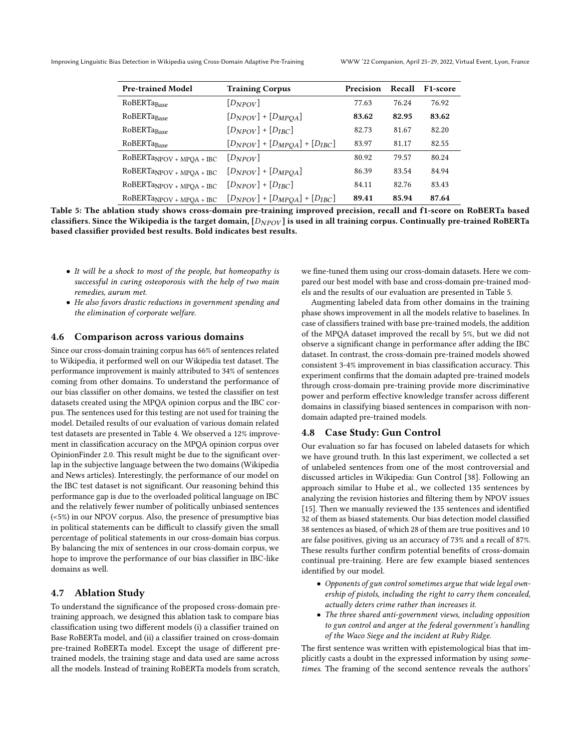| Pre-trained Model | Training Corpus | Precision | Recall | F1-score |
|---|---|---|---|---|
| $\text{RoBERTa}_{\text{Base}}$ | $[D_{NPOV}]$ | 77.63 | 76.24 | 76.92 |
| $\text{RoBERTa}_{\text{Base}}$ | $[D_{NPOV}]$ + $[D_{MPQA}]$ | **83.62** | **82.95** | **83.62** |
| $\text{RoBERTa}_{\text{Base}}$ | $[D_{NPOV}]$ + $[D_{IBC}]$ | 82.73 | 81.67 | 82.20 |
| $\text{RoBERTa}_{\text{Base}}$ | $[D_{NPOV}]$ + $[D_{MPQA}]$ + $[D_{IBC}]$ | 83.97 | 81.17 | 82.55 |
| $\text{RoBERTa}_{\text{NPOV + MPQA + IBC}}$ | $[D_{NPOV}]$ | 80.92 | 79.57 | 80.24 |
| $\text{RoBERTa}_{\text{NPOV + MPQA + IBC}}$ | $[D_{NPOV}]$ + $[D_{MPQA}]$ | 86.39 | 83.54 | 84.94 |
| $\text{RoBERTa}_{\text{NPOV + MPQA + IBC}}$ | $[D_{NPOV}]$ + $[D_{IBC}]$ | 84.11 | 82.76 | 83.43 |
| $\text{RoBERTa}_{\text{NPOV + MPQA + IBC}}$ | $[D_{NPOV}]$ + $[D_{MPQA}]$ + $[D_{IBC}]$ | **89.41** | **85.94** | **87.64** |

**Table 5: The ablation study shows cross-domain pre-training improved precision, recall and f1-score on RoBERTa based classifiers. Since the Wikipedia is the target domain, $[D_{NPOV}]$ is used in all training corpus. Continually pre-trained RoBERTa based classifier provided best results. Bold indicates best results.**

- *It will be a shock to most of the people, but homeopathy is successful in curing osteoporosis with the help of two main remedies, aurum met.*
- *He also favors drastic reductions in government spending and the elimination of corporate welfare.*

## 4.6 Comparison across various domains

Since our cross-domain training corpus has 66% of sentences related to Wikipedia, it performed well on our Wikipedia test dataset. The performance improvement is mainly attributed to 34% of sentences coming from other domains. To understand the performance of our bias classifier on other domains, we tested the classifier on test datasets created using the MPQA opinion corpus and the IBC corpus. The sentences used for this testing are not used for training the model. Detailed results of our evaluation of various domain related test datasets are presented in Table 4. We observed a 12% improvement in classification accuracy on the MPQA opinion corpus over OpinionFinder 2.0. This result might be due to the significant overlap in the subjective language between the two domains (Wikipedia and News articles). Interestingly, the performance of our model on the IBC test dataset is not significant. Our reasoning behind this performance gap is due to the overloaded political language on IBC and the relatively fewer number of politically unbiased sentences (<5%) in our NPOV corpus. Also, the presence of presumptive bias in political statements can be difficult to classify given the small percentage of political statements in our cross-domain bias corpus. By balancing the mix of sentences in our cross-domain corpus, we hope to improve the performance of our bias classifier in IBC-like domains as well.

## 4.7 Ablation Study

To understand the significance of the proposed cross-domain pre-training approach, we designed this ablation task to compare bias classification using two different models (i) a classifier trained on Base RoBERTa model, and (ii) a classifier trained on cross-domain pre-trained RoBERTa model. Except the usage of different pre-trained models, the training stage and data used are same across all the models. Instead of training RoBERTa models from scratch, we fine-tuned them using our cross-domain datasets. Here we compared our best model with base and cross-domain pre-trained models and the results of our evaluation are presented in Table 5.

Augmenting labeled data from other domains in the training phase shows improvement in all the models relative to baselines. In case of classifiers trained with base pre-trained models, the addition of the MPQA dataset improved the recall by 5%, but we did not observe a significant change in performance after adding the IBC dataset. In contrast, the cross-domain pre-trained models showed consistent 3-4% improvement in bias classification accuracy. This experiment confirms that the domain adapted pre-trained models through cross-domain pre-training provide more discriminative power and perform effective knowledge transfer across different domains in classifying biased sentences in comparison with non-domain adapted pre-trained models.

## 4.8 Case Study: Gun Control

Our evaluation so far has focused on labeled datasets for which we have ground truth. In this last experiment, we collected a set of unlabeled sentences from one of the most controversial and discussed articles in Wikipedia: Gun Control [38]. Following an approach similar to Hube et al., we collected 135 sentences by analyzing the revision histories and filtering them by NPOV issues [15]. Then we manually reviewed the 135 sentences and identified 32 of them as biased statements. Our bias detection model classified 38 sentences as biased, of which 28 of them are true positives and 10 are false positives, giving us an accuracy of 73% and a recall of 87%. These results further confirm potential benefits of cross-domain continual pre-training. Here are few example biased sentences identified by our model.

- *Opponents of gun control sometimes argue that wide legal ownership of pistols, including the right to carry them concealed, actually deters crime rather than increases it.*
- *The three shared anti-government views, including opposition to gun control and anger at the federal government's handling of the Waco Siege and the incident at Ruby Ridge.*

The first sentence was written with epistemological bias that implicitly casts a doubt in the expressed information by using *sometimes*. The framing of the second sentence reveals the authors'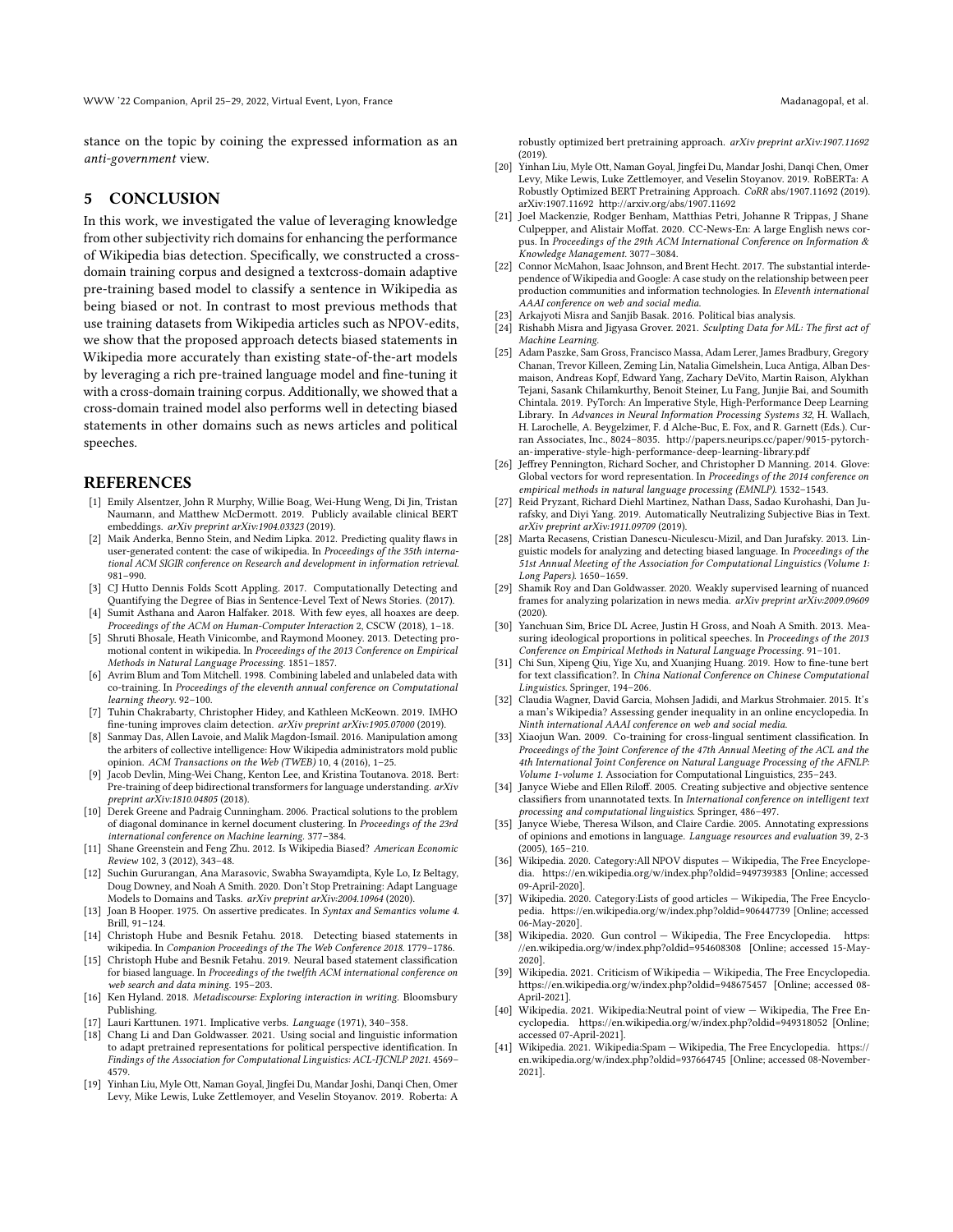stance on the topic by coining the expressed information as an *anti-government* view.

## 5 CONCLUSION

In this work, we investigated the value of leveraging knowledge from other subjectivity rich domains for enhancing the performance of Wikipedia bias detection. Specifically, we constructed a cross-domain training corpus and designed a textcross-domain adaptive pre-training based model to classify a sentence in Wikipedia as being biased or not. In contrast to most previous methods that use training datasets from Wikipedia articles such as NPOV-edits, we show that the proposed approach detects biased statements in Wikipedia more accurately than existing state-of-the-art models by leveraging a rich pre-trained language model and fine-tuning it with a cross-domain training corpus. Additionally, we showed that a cross-domain trained model also performs well in detecting biased statements in other domains such as news articles and political speeches.

## REFERENCES

- [1] Emily Alsentzer, John R Murphy, Willie Boag, Wei-Hung Weng, Di Jin, Tristan Naumann, and Matthew McDermott. 2019. Publicly available clinical BERT embeddings. *arXiv preprint arXiv:1904.03323* (2019).
- [2] Maik Anderka, Benno Stein, and Nedim Lipka. 2012. Predicting quality flaws in user-generated content: the case of wikipedia. In *Proceedings of the 35th international ACM SIGIR conference on Research and development in information retrieval*. 981–990.
- [3] CJ Hutto Dennis Folds Scott Appling. 2017. Computationally Detecting and Quantifying the Degree of Bias in Sentence-Level Text of News Stories. (2017).
- [4] Sumit Asthana and Aaron Halfaker. 2018. With few eyes, all hoaxes are deep. *Proceedings of the ACM on Human-Computer Interaction* 2, CSCW (2018), 1–18.
- [5] Shruti Bhosale, Heath Vinicombe, and Raymond Mooney. 2013. Detecting promotional content in wikipedia. In *Proceedings of the 2013 Conference on Empirical Methods in Natural Language Processing*. 1851–1857.
- [6] Avrim Blum and Tom Mitchell. 1998. Combining labeled and unlabeled data with co-training. In *Proceedings of the eleventh annual conference on Computational learning theory*. 92–100.
- [7] Tuhin Chakrabarty, Christopher Hidey, and Kathleen McKeown. 2019. IMHO fine-tuning improves claim detection. *arXiv preprint arXiv:1905.07000* (2019).
- [8] Sanmay Das, Allen Lavoie, and Malik Magdon-Ismail. 2016. Manipulation among the arbiters of collective intelligence: How Wikipedia administrators mold public opinion. *ACM Transactions on the Web (TWEB)* 10, 4 (2016), 1–25.
- [9] Jacob Devlin, Ming-Wei Chang, Kenton Lee, and Kristina Toutanova. 2018. Bert: Pre-training of deep bidirectional transformers for language understanding. *arXiv preprint arXiv:1810.04805* (2018).
- [10] Derek Greene and Padraig Cunningham. 2006. Practical solutions to the problem of diagonal dominance in kernel document clustering. In *Proceedings of the 23rd international conference on Machine learning*. 377–384.
- [11] Shane Greenstein and Feng Zhu. 2012. Is Wikipedia Biased? *American Economic Review* 102, 3 (2012), 343–48.
- [12] Suchin Gururangan, Ana Marasovic, Swabha Swayamdipta, Kyle Lo, Iz Beltagy, Doug Downey, and Noah A Smith. 2020. Don't Stop Pretraining: Adapt Language Models to Domains and Tasks. *arXiv preprint arXiv:2004.10964* (2020).
- [13] Joan B Hooper. 1975. On assertive predicates. In *Syntax and Semantics volume 4*. Brill, 91–124.
- [14] Christoph Hube and Besnik Fetahu. 2018. Detecting biased statements in wikipedia. In *Companion Proceedings of the The Web Conference 2018*. 1779–1786.
- [15] Christoph Hube and Besnik Fetahu. 2019. Neural based statement classification for biased language. In *Proceedings of the twelfth ACM international conference on web search and data mining*. 195–203.
- [16] Ken Hyland. 2018. *Metadiscourse: Exploring interaction in writing*. Bloomsbury Publishing.
- [17] Lauri Karttunen. 1971. Implicative verbs. *Language* (1971), 340–358.
- [18] Chang Li and Dan Goldwasser. 2021. Using social and linguistic information to adapt pretrained representations for political perspective identification. In *Findings of the Association for Computational Linguistics: ACL-IJCNLP 2021*. 4569–4579.
- [19] Yinhan Liu, Myle Ott, Naman Goyal, Jingfei Du, Mandar Joshi, Danqi Chen, Omer Levy, Mike Lewis, Luke Zettlemoyer, and Veselin Stoyanov. 2019. Roberta: A robustly optimized bert pretraining approach. *arXiv preprint arXiv:1907.11692* (2019).
- [20] Yinhan Liu, Myle Ott, Naman Goyal, Jingfei Du, Mandar Joshi, Danqi Chen, Omer Levy, Mike Lewis, Luke Zettlemoyer, and Veselin Stoyanov. 2019. RoBERTa: A Robustly Optimized BERT Pretraining Approach. *CoRR* abs/1907.11692 (2019). arXiv:1907.11692 http://arxiv.org/abs/1907.11692
- [21] Joel Mackenzie, Rodger Benham, Matthias Petri, Johanne R Trippas, J Shane Culpepper, and Alistair Moffat. 2020. CC-News-En: A large English news corpus. In *Proceedings of the 29th ACM International Conference on Information & Knowledge Management*. 3077–3084.
- [22] Connor McMahon, Isaac Johnson, and Brent Hecht. 2017. The substantial interdependence of Wikipedia and Google: A case study on the relationship between peer production communities and information technologies. In *Eleventh international AAAI conference on web and social media*.
- [23] Arkajyoti Misra and Sanjib Basak. 2016. Political bias analysis.
- [24] Rishabh Misra and Jigyasa Grover. 2021. *Sculpting Data for ML: The first act of Machine Learning*.
- [25] Adam Paszke, Sam Gross, Francisco Massa, Adam Lerer, James Bradbury, Gregory Chanan, Trevor Killeen, Zeming Lin, Natalia Gimelshein, Luca Antiga, Alban Desmaison, Andreas Kopf, Edward Yang, Zachary DeVito, Martin Raison, Alykhan Tejani, Sasank Chilamkurthy, Benoit Steiner, Lu Fang, Junjie Bai, and Soumith Chintala. 2019. PyTorch: An Imperative Style, High-Performance Deep Learning Library. In *Advances in Neural Information Processing Systems 32*, H. Wallach, H. Larochelle, A. Beygelzimer, F. d Alche-Buc, E. Fox, and R. Garnett (Eds.). Curran Associates, Inc., 8024–8035. http://papers.neurips.cc/paper/9015-pytorch-an-imperative-style-high-performance-deep-learning-library.pdf
- [26] Jeffrey Pennington, Richard Socher, and Christopher D Manning. 2014. Glove: Global vectors for word representation. In *Proceedings of the 2014 conference on empirical methods in natural language processing (EMNLP)*. 1532–1543.
- [27] Reid Pryzant, Richard Diehl Martinez, Nathan Dass, Sadao Kurohashi, Dan Jurafsky, and Diyi Yang. 2019. Automatically Neutralizing Subjective Bias in Text. *arXiv preprint arXiv:1911.09709* (2019).
- [28] Marta Recasens, Cristian Danescu-Niculescu-Mizil, and Dan Jurafsky. 2013. Linguistic models for analyzing and detecting biased language. In *Proceedings of the 51st Annual Meeting of the Association for Computational Linguistics (Volume 1: Long Papers)*. 1650–1659.
- [29] Shamik Roy and Dan Goldwasser. 2020. Weakly supervised learning of nuanced frames for analyzing polarization in news media. *arXiv preprint arXiv:2009.09609* (2020).
- [30] Yanchuan Sim, Brice DL Acree, Justin H Gross, and Noah A Smith. 2013. Measuring ideological proportions in political speeches. In *Proceedings of the 2013 Conference on Empirical Methods in Natural Language Processing*. 91–101.
- [31] Chi Sun, Xipeng Qiu, Yige Xu, and Xuanjing Huang. 2019. How to fine-tune bert for text classification?. In *China National Conference on Chinese Computational Linguistics*. Springer, 194–206.
- [32] Claudia Wagner, David Garcia, Mohsen Jadidi, and Markus Strohmaier. 2015. It's a man's Wikipedia? Assessing gender inequality in an online encyclopedia. In *Ninth international AAAI conference on web and social media*.
- [33] Xiaojun Wan. 2009. Co-training for cross-lingual sentiment classification. In *Proceedings of the Joint Conference of the 47th Annual Meeting of the ACL and the 4th International Joint Conference on Natural Language Processing of the AFNLP: Volume 1-volume 1*. Association for Computational Linguistics, 235–243.
- [34] Janyce Wiebe and Ellen Riloff. 2005. Creating subjective and objective sentence classifiers from unannotated texts. In *International conference on intelligent text processing and computational linguistics*. Springer, 486–497.
- [35] Janyce Wiebe, Theresa Wilson, and Claire Cardie. 2005. Annotating expressions of opinions and emotions in language. *Language resources and evaluation* 39, 2-3 (2005), 165–210.
- [36] Wikipedia. 2020. Category:All NPOV disputes — Wikipedia, The Free Encyclopedia. https://en.wikipedia.org/w/index.php?oldid=949739383 [Online; accessed 09-April-2020].
- [37] Wikipedia. 2020. Category:Lists of good articles — Wikipedia, The Free Encyclopedia. https://en.wikipedia.org/w/index.php?oldid=906447739 [Online; accessed 06-May-2020].
- [38] Wikipedia. 2020. Gun control — Wikipedia, The Free Encyclopedia. https://en.wikipedia.org/w/index.php?oldid=954608308 [Online; accessed 15-May-2020].
- [39] Wikipedia. 2021. Criticism of Wikipedia — Wikipedia, The Free Encyclopedia. https://en.wikipedia.org/w/index.php?oldid=948675457 [Online; accessed 08-April-2021].
- [40] Wikipedia. 2021. Wikipedia:Neutral point of view — Wikipedia, The Free Encyclopedia. https://en.wikipedia.org/w/index.php?oldid=949318052 [Online; accessed 07-April-2021].
- [41] Wikipedia. 2021. Wikipedia:Spam — Wikipedia, The Free Encyclopedia. https://en.wikipedia.org/w/index.php?oldid=937664745 [Online; accessed 08-November-2021].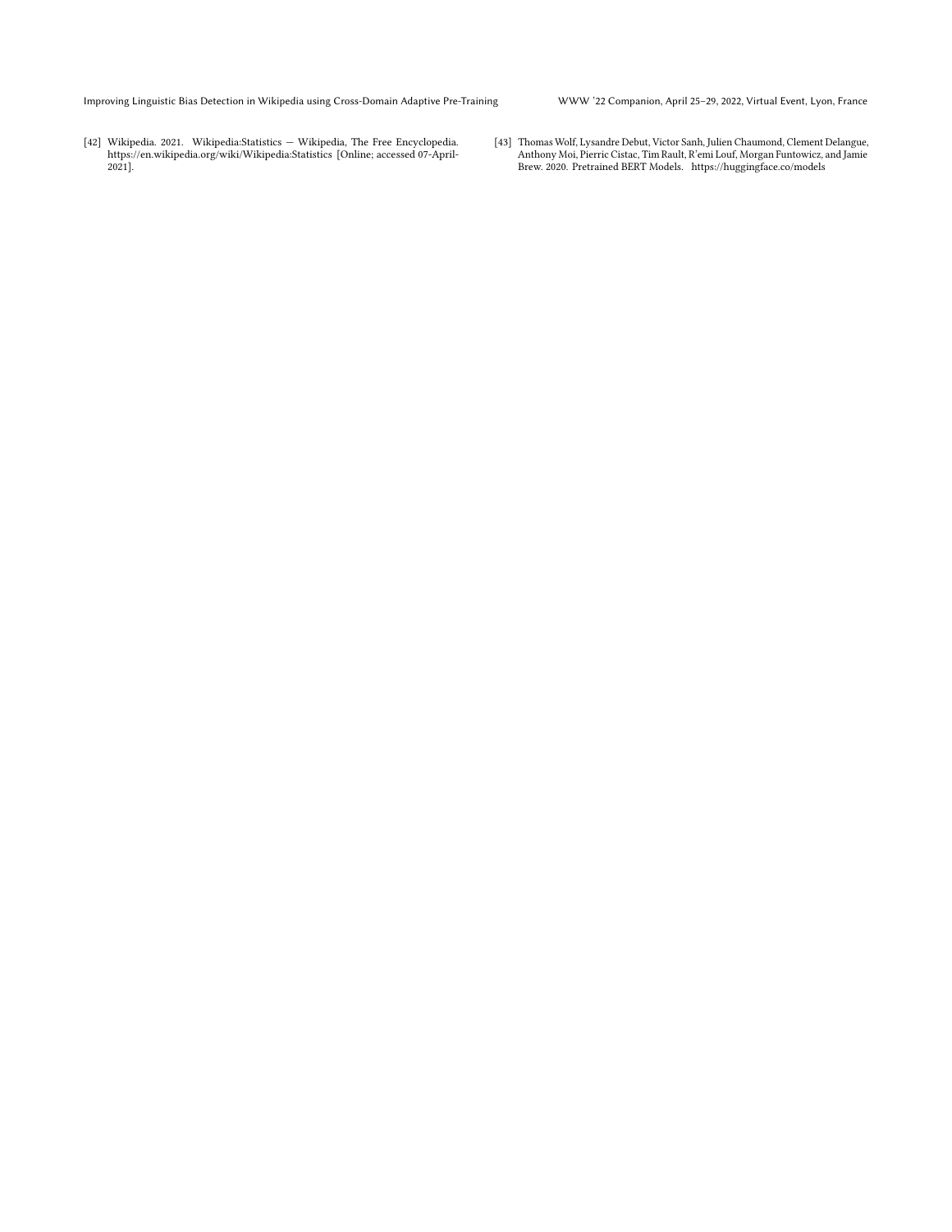[42] Wikipedia. 2021. Wikipedia:Statistics — Wikipedia, The Free Encyclopedia. https://en.wikipedia.org/wiki/Wikipedia:Statistics [Online; accessed 07-April-2021].

[43] Thomas Wolf, Lysandre Debut, Victor Sanh, Julien Chaumond, Clement Delangue, Anthony Moi, Pierric Cistac, Tim Rault, R'emi Louf, Morgan Funtowicz, and Jamie Brew. 2020. Pretrained BERT Models. https://huggingface.co/models